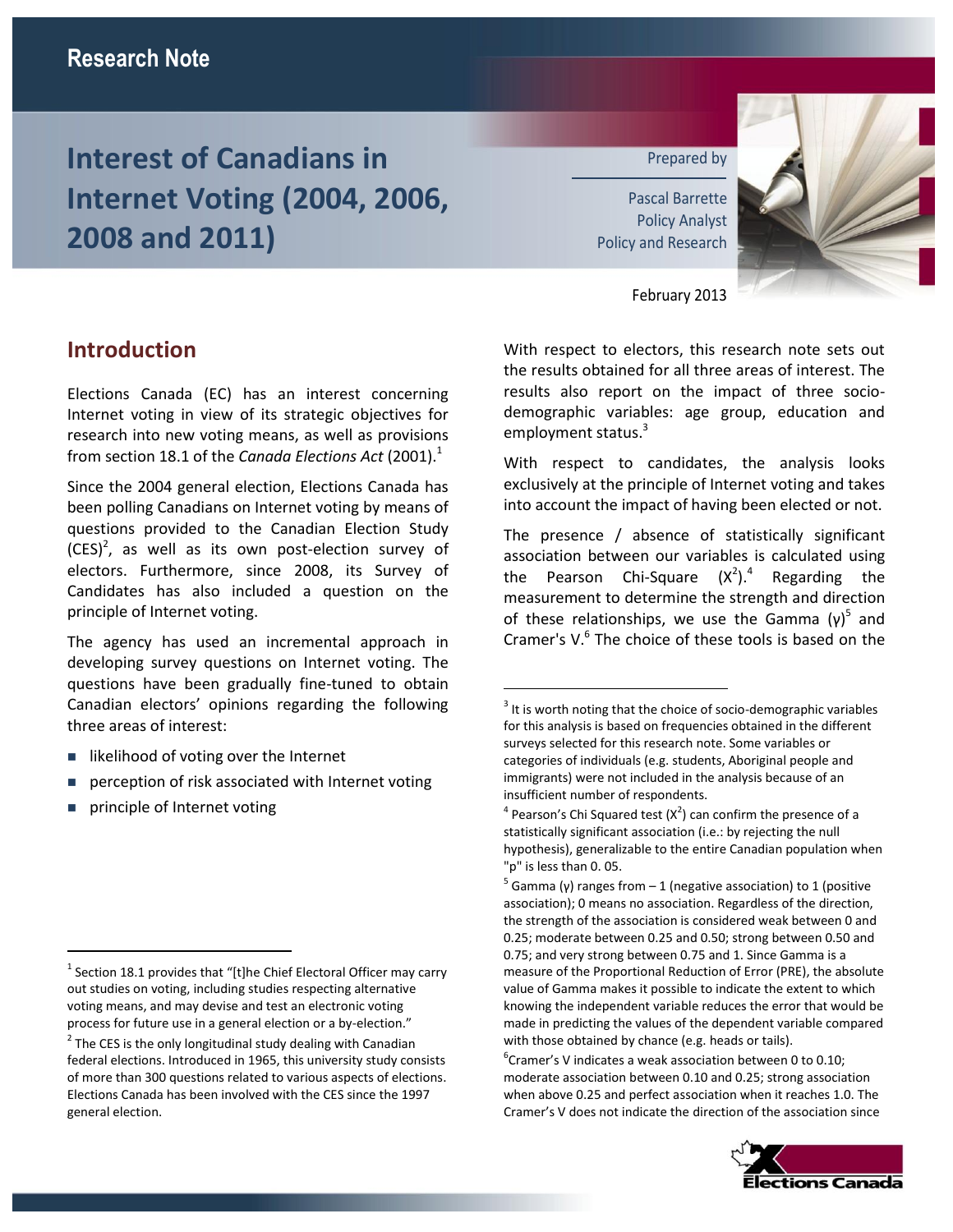Research Note

# Interest of Canadians in Internet Voting (2004, 2006, 2008 and 2011)

Prepared by

Pascal Barrette
Policy Analyst
Policy and Research

February 2013

## Introduction

Elections Canada (EC) has an interest concerning Internet voting in view of its strategic objectives for research into new voting means, as well as provisions from section 18.1 of the *Canada Elections Act* (2001).[1]

Since the 2004 general election, Elections Canada has been polling Canadians on Internet voting by means of questions provided to the Canadian Election Study (CES)[2], as well as its own post-election survey of electors. Furthermore, since 2008, its Survey of Candidates has also included a question on the principle of Internet voting.

The agency has used an incremental approach in developing survey questions on Internet voting. The questions have been gradually fine-tuned to obtain Canadian electors' opinions regarding the following three areas of interest:

- likelihood of voting over the Internet
- perception of risk associated with Internet voting
- principle of Internet voting

With respect to electors, this research note sets out the results obtained for all three areas of interest. The results also report on the impact of three socio-demographic variables: age group, education and employment status.[3]

With respect to candidates, the analysis looks exclusively at the principle of Internet voting and takes into account the impact of having been elected or not.

The presence / absence of statistically significant association between our variables is calculated using the Pearson Chi-Square ($X^2$).[4] Regarding the measurement to determine the strength and direction of these relationships, we use the Gamma ($\gamma$)[5] and Cramer's V.[6] The choice of these tools is based on the

---

[1] Section 18.1 provides that "[t]he Chief Electoral Officer may carry out studies on voting, including studies respecting alternative voting means, and may devise and test an electronic voting process for future use in a general election or a by-election."

[2] The CES is the only longitudinal study dealing with Canadian federal elections. Introduced in 1965, this university study consists of more than 300 questions related to various aspects of elections. Elections Canada has been involved with the CES since the 1997 general election.

[3] It is worth noting that the choice of socio-demographic variables for this analysis is based on frequencies obtained in the different surveys selected for this research note. Some variables or categories of individuals (e.g. students, Aboriginal people and immigrants) were not included in the analysis because of an insufficient number of respondents.

[4] Pearson's Chi Squared test ($X^2$) can confirm the presence of a statistically significant association (i.e.: by rejecting the null hypothesis), generalizable to the entire Canadian population when "p" is less than 0. 05.

[5] Gamma ($\gamma$) ranges from – 1 (negative association) to 1 (positive association); 0 means no association. Regardless of the direction, the strength of the association is considered weak between 0 and 0.25; moderate between 0.25 and 0.50; strong between 0.50 and 0.75; and very strong between 0.75 and 1. Since Gamma is a measure of the Proportional Reduction of Error (PRE), the absolute value of Gamma makes it possible to indicate the extent to which knowing the independent variable reduces the error that would be made in predicting the values of the dependent variable compared with those obtained by chance (e.g. heads or tails).

[6] Cramer's V indicates a weak association between 0 to 0.10; moderate association between 0.10 and 0.25; strong association when above 0.25 and perfect association when it reaches 1.0. The Cramer's V does not indicate the direction of the association since

Elections Canada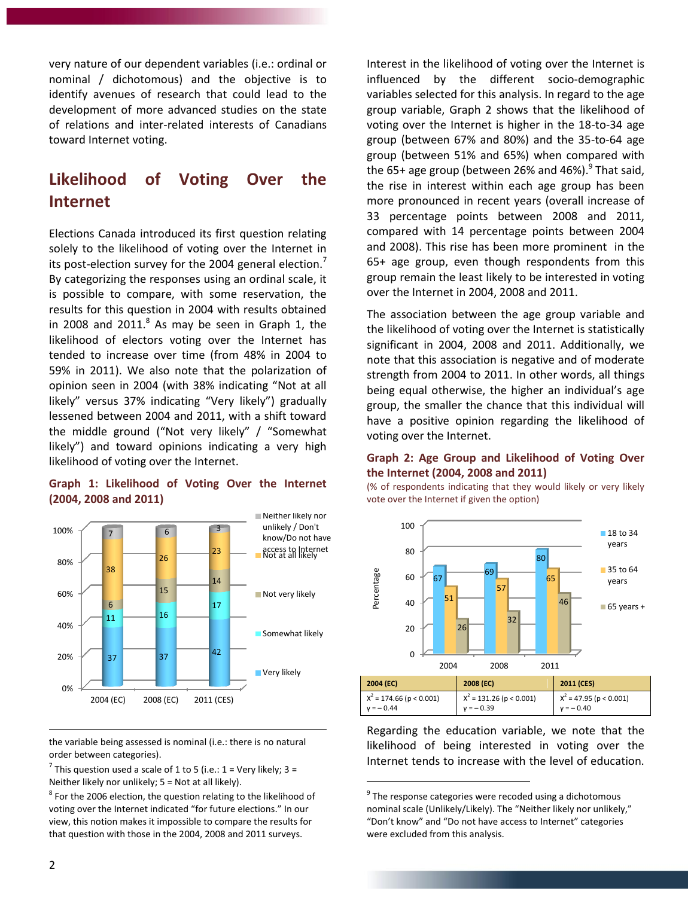very nature of our dependent variables (i.e.: ordinal or nominal / dichotomous) and the objective is to identify avenues of research that could lead to the development of more advanced studies on the state of relations and inter-related interests of Canadians toward Internet voting.

## Likelihood of Voting Over the Internet

Elections Canada introduced its first question relating solely to the likelihood of voting over the Internet in its post-election survey for the 2004 general election.[7] By categorizing the responses using an ordinal scale, it is possible to compare, with some reservation, the results for this question in 2004 with results obtained in 2008 and 2011.[8] As may be seen in Graph 1, the likelihood of electors voting over the Internet has tended to increase over time (from 48% in 2004 to 59% in 2011). We also note that the polarization of opinion seen in 2004 (with 38% indicating "Not at all likely" versus 37% indicating "Very likely") gradually lessened between 2004 and 2011, with a shift toward the middle ground ("Not very likely" / "Somewhat likely") and toward opinions indicating a very high likelihood of voting over the Internet.

**Graph 1: Likelihood of Voting Over the Internet (2004, 2008 and 2011)**

| | 2004 (EC) | 2008 (EC) | 2011 (CES) |
|---|---|---|---|
| Neither likely nor unlikely / Don't know/Do not have access to Internet | 7 | 6 | 3 |
| Not at all likely | 38 | 26 | 23 |
| Not very likely | 6 | 15 | 14 |
| Somewhat likely | 11 | 16 | 17 |
| Very likely | 37 | 37 | 42 |

Interest in the likelihood of voting over the Internet is influenced by the different socio-demographic variables selected for this analysis. In regard to the age group variable, Graph 2 shows that the likelihood of voting over the Internet is higher in the 18-to-34 age group (between 67% and 80%) and the 35-to-64 age group (between 51% and 65%) when compared with the 65+ age group (between 26% and 46%).[9] That said, the rise in interest within each age group has been more pronounced in recent years (overall increase of 33 percentage points between 2008 and 2011, compared with 14 percentage points between 2004 and 2008). This rise has been more prominent in the 65+ age group, even though respondents from this group remain the least likely to be interested in voting over the Internet in 2004, 2008 and 2011.

The association between the age group variable and the likelihood of voting over the Internet is statistically significant in 2004, 2008 and 2011. Additionally, we note that this association is negative and of moderate strength from 2004 to 2011. In other words, all things being equal otherwise, the higher an individual's age group, the smaller the chance that this individual will have a positive opinion regarding the likelihood of voting over the Internet.

**Graph 2: Age Group and Likelihood of Voting Over the Internet (2004, 2008 and 2011)**

(% of respondents indicating that they would likely or very likely vote over the Internet if given the option)

| Percentage | 2004 | 2008 | 2011 |
|---|---|---|---|
| 18 to 34 years | 67 | 69 | 80 |
| 35 to 64 years | 51 | 57 | 65 |
| 65 years + | 26 | 32 | 46 |

| 2004 (EC) | 2008 (EC) | 2011 (CES) |
|---|---|---|
| $X^2 = 174.66$ ($p < 0.001$) $\gamma = -0.44$ | $X^2 = 131.26$ ($p < 0.001$) $\gamma = -0.39$ | $X^2 = 47.95$ ($p < 0.001$) $\gamma = -0.40$ |

Regarding the education variable, we note that the likelihood of being interested in voting over the Internet tends to increase with the level of education.

---

the variable being assessed is nominal (i.e.: there is no natural order between categories).

[7] This question used a scale of 1 to 5 (i.e.: 1 = Very likely; 3 = Neither likely nor unlikely; 5 = Not at all likely).

[8] For the 2006 election, the question relating to the likelihood of voting over the Internet indicated "for future elections." In our view, this notion makes it impossible to compare the results for that question with those in the 2004, 2008 and 2011 surveys.

[9] The response categories were recoded using a dichotomous nominal scale (Unlikely/Likely). The "Neither likely nor unlikely," "Don't know" and "Do not have access to Internet" categories were excluded from this analysis.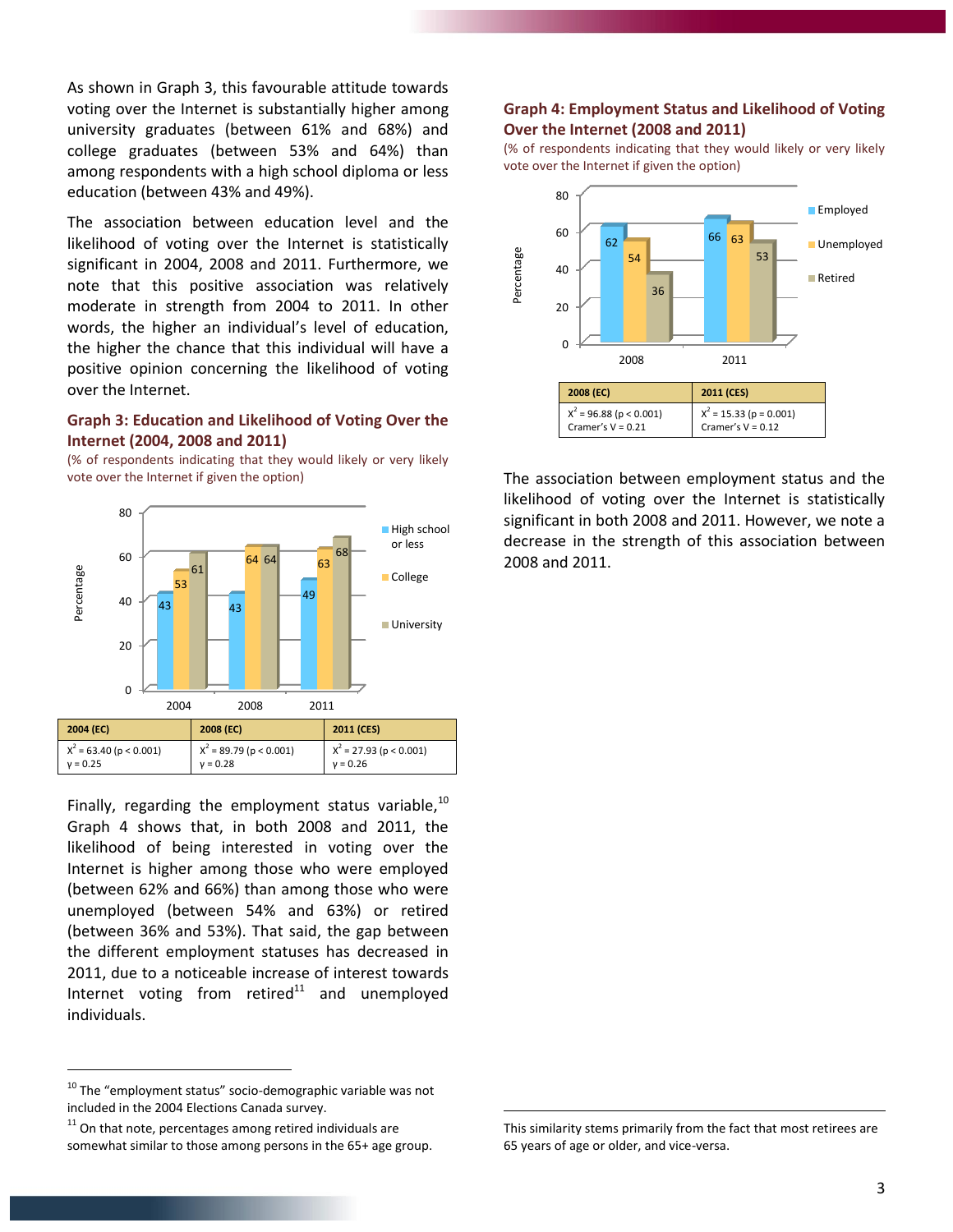As shown in Graph 3, this favourable attitude towards voting over the Internet is substantially higher among university graduates (between 61% and 68%) and college graduates (between 53% and 64%) than among respondents with a high school diploma or less education (between 43% and 49%).

The association between education level and the likelihood of voting over the Internet is statistically significant in 2004, 2008 and 2011. Furthermore, we note that this positive association was relatively moderate in strength from 2004 to 2011. In other words, the higher an individual's level of education, the higher the chance that this individual will have a positive opinion concerning the likelihood of voting over the Internet.

### Graph 3: Education and Likelihood of Voting Over the Internet (2004, 2008 and 2011)

(% of respondents indicating that they would likely or very likely vote over the Internet if given the option)

| | 2004 | 2008 | 2011 |
|---|---|---|---|
| High school or less | 43 | 43 | 49 |
| College | 53 | 64 | 63 |
| University | 61 | 64 | 68 |

| 2004 (EC) | 2008 (EC) | 2011 (CES) |
|---|---|---|
| $X^2$ = 63.40 ($p < 0.001$) γ = 0.25 | $X^2$ = 89.79 ($p < 0.001$) γ = 0.28 | $X^2$ = 27.93 ($p < 0.001$) γ = 0.26 |

Finally, regarding the employment status variable,[10] Graph 4 shows that, in both 2008 and 2011, the likelihood of being interested in voting over the Internet is higher among those who were employed (between 62% and 66%) than among those who were unemployed (between 54% and 63%) or retired (between 36% and 53%). That said, the gap between the different employment statuses has decreased in 2011, due to a noticeable increase of interest towards Internet voting from retired[11] and unemployed individuals.

### Graph 4: Employment Status and Likelihood of Voting Over the Internet (2008 and 2011)

(% of respondents indicating that they would likely or very likely vote over the Internet if given the option)

| | 2008 | 2011 |
|---|---|---|
| Employed | 62 | 66 |
| Unemployed | 54 | 63 |
| Retired | 36 | 53 |

| 2008 (EC) | 2011 (CES) |
|---|---|
| $X^2$ = 96.88 ($p < 0.001$) Cramer's V = 0.21 | $X^2$ = 15.33 ($p = 0.001$) Cramer's V = 0.12 |

The association between employment status and the likelihood of voting over the Internet is statistically significant in both 2008 and 2011. However, we note a decrease in the strength of this association between 2008 and 2011.

---

[10] The "employment status" socio-demographic variable was not included in the 2004 Elections Canada survey.

[11] On that note, percentages among retired individuals are somewhat similar to those among persons in the 65+ age group. This similarity stems primarily from the fact that most retirees are 65 years of age or older, and vice-versa.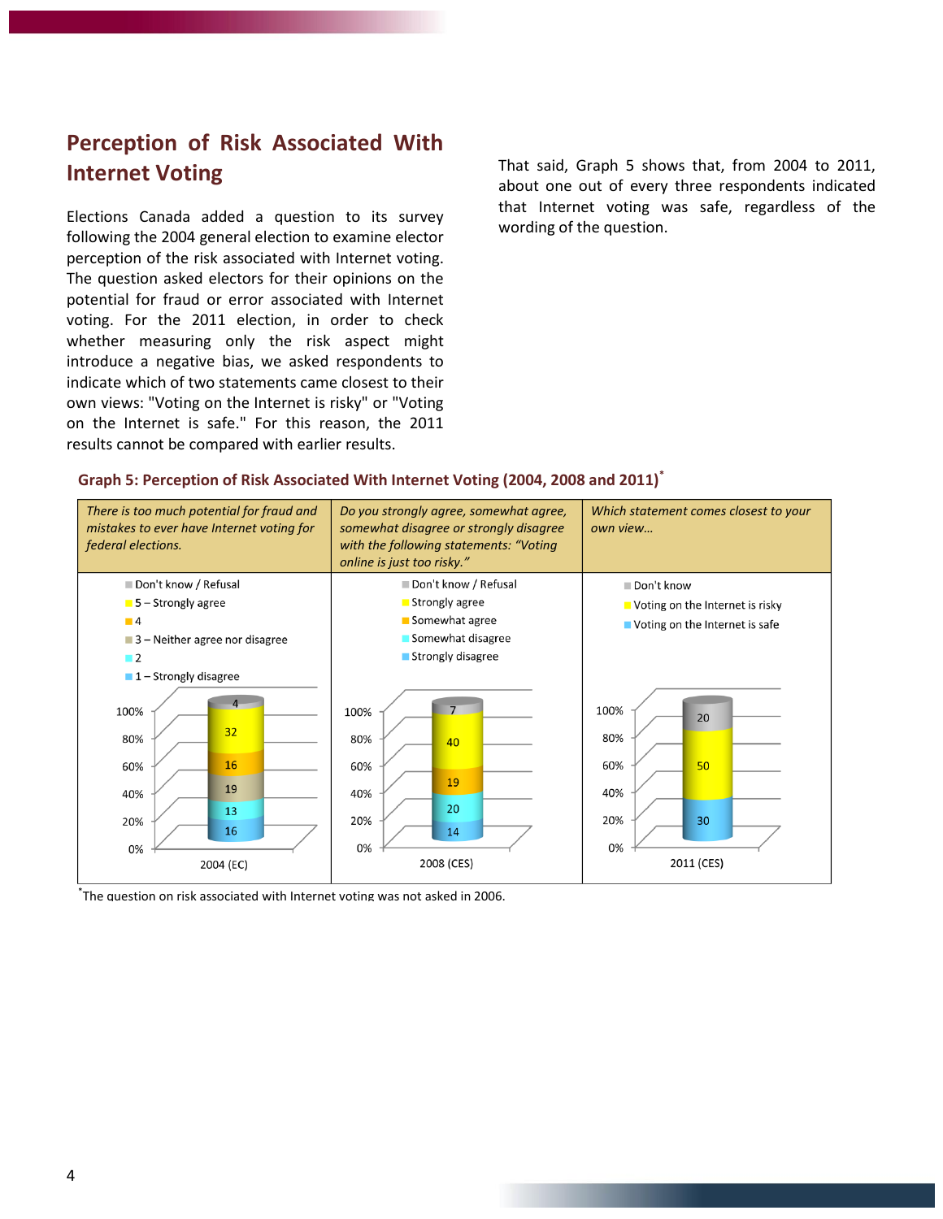## Perception of Risk Associated With Internet Voting

Elections Canada added a question to its survey following the 2004 general election to examine elector perception of the risk associated with Internet voting. The question asked electors for their opinions on the potential for fraud or error associated with Internet voting. For the 2011 election, in order to check whether measuring only the risk aspect might introduce a negative bias, we asked respondents to indicate which of two statements came closest to their own views: "Voting on the Internet is risky" or "Voting on the Internet is safe." For this reason, the 2011 results cannot be compared with earlier results.

That said, Graph 5 shows that, from 2004 to 2011, about one out of every three respondents indicated that Internet voting was safe, regardless of the wording of the question.

**Graph 5: Perception of Risk Associated With Internet Voting (2004, 2008 and 2011)***

| *There is too much potential for fraud and mistakes to ever have Internet voting for federal elections.* | *Do you strongly agree, somewhat agree, somewhat disagree or strongly disagree with the following statements: "Voting online is just too risky."* | *Which statement comes closest to your own view...* |
|---|---|---|
| Don't know / Refusal: 4 | Don't know / Refusal: 7 | Don't know: 20 |
| 5 – Strongly agree: 32 | Strongly agree: 40 | Voting on the Internet is risky: 50 |
| 4: 16 | Somewhat agree: 19 | Voting on the Internet is safe: 30 |
| 3 – Neither agree nor disagree: 19 | Somewhat disagree: 20 | |
| 2: 13 | Strongly disagree: 14 | |
| 1 – Strongly disagree: 16 | | |
| 2004 (EC) | 2008 (CES) | 2011 (CES) |

*The question on risk associated with Internet voting was not asked in 2006.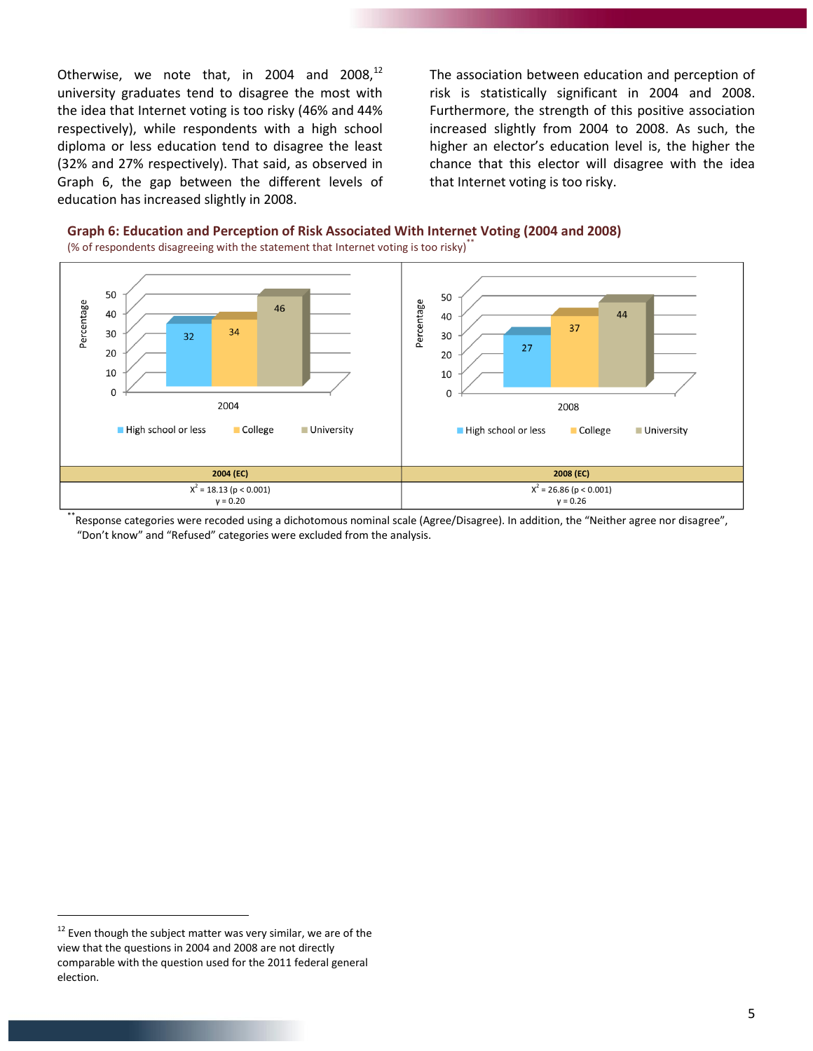Otherwise, we note that, in 2004 and 2008,[12] university graduates tend to disagree the most with the idea that Internet voting is too risky (46% and 44% respectively), while respondents with a high school diploma or less education tend to disagree the least (32% and 27% respectively). That said, as observed in Graph 6, the gap between the different levels of education has increased slightly in 2008.

The association between education and perception of risk is statistically significant in 2004 and 2008. Furthermore, the strength of this positive association increased slightly from 2004 to 2008. As such, the higher an elector's education level is, the higher the chance that this elector will disagree with the idea that Internet voting is too risky.

**Graph 6: Education and Perception of Risk Associated With Internet Voting (2004 and 2008)**

(% of respondents disagreeing with the statement that Internet voting is too risky)**

| | 2004 | 2008 |
|---|---|---|
| High school or less | 32 | 27 |
| College | 34 | 37 |
| University | 46 | 44 |

| 2004 (EC) | 2008 (EC) |
|---|---|
| $X^2 = 18.13$ ($p < 0.001$) $\gamma = 0.20$ | $X^2 = 26.86$ ($p < 0.001$) $\gamma = 0.26$ |

**Response categories were recoded using a dichotomous nominal scale (Agree/Disagree). In addition, the "Neither agree nor disagree", "Don't know" and "Refused" categories were excluded from the analysis.

[12] Even though the subject matter was very similar, we are of the view that the questions in 2004 and 2008 are not directly comparable with the question used for the 2011 federal general election.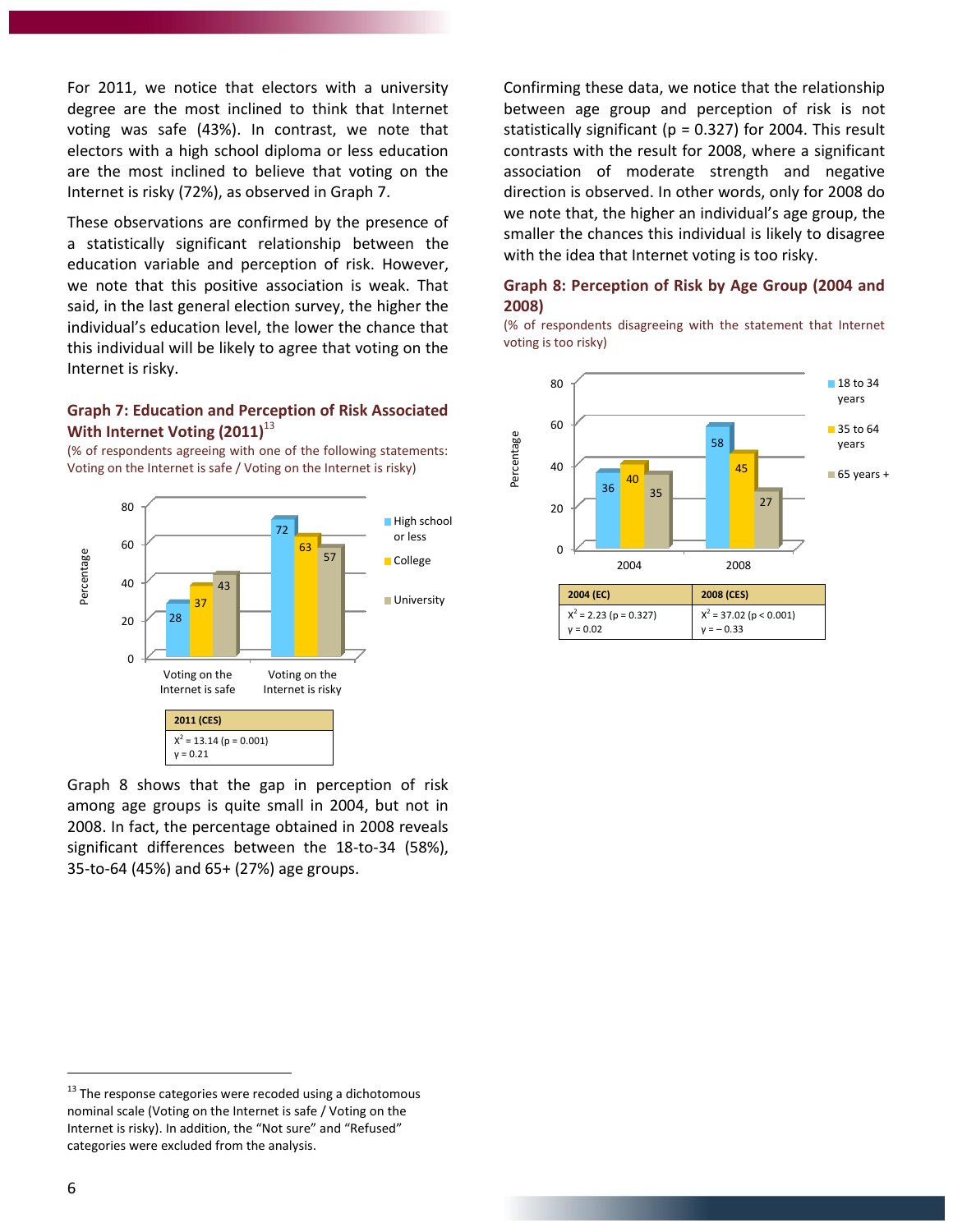For 2011, we notice that electors with a university degree are the most inclined to think that Internet voting was safe (43%). In contrast, we note that electors with a high school diploma or less education are the most inclined to believe that voting on the Internet is risky (72%), as observed in Graph 7.

These observations are confirmed by the presence of a statistically significant relationship between the education variable and perception of risk. However, we note that this positive association is weak. That said, in the last general election survey, the higher the individual's education level, the lower the chance that this individual will be likely to agree that voting on the Internet is risky.

### Graph 7: Education and Perception of Risk Associated With Internet Voting (2011)[13]

(% of respondents agreeing with one of the following statements: Voting on the Internet is safe / Voting on the Internet is risky)

| | High school or less | College | University |
|---|---|---|---|
| Voting on the Internet is safe | 28 | 37 | 43 |
| Voting on the Internet is risky | 72 | 63 | 57 |

| 2011 (CES) |
|---|
| $X^2 = 13.14$ ($p = 0.001$) $\gamma = 0.21$ |

Graph 8 shows that the gap in perception of risk among age groups is quite small in 2004, but not in 2008. In fact, the percentage obtained in 2008 reveals significant differences between the 18-to-34 (58%), 35-to-64 (45%) and 65+ (27%) age groups.

Confirming these data, we notice that the relationship between age group and perception of risk is not statistically significant ($p = 0.327$) for 2004. This result contrasts with the result for 2008, where a significant association of moderate strength and negative direction is observed. In other words, only for 2008 do we note that, the higher an individual's age group, the smaller the chances this individual is likely to disagree with the idea that Internet voting is too risky.

### Graph 8: Perception of Risk by Age Group (2004 and 2008)

(% of respondents disagreeing with the statement that Internet voting is too risky)

| | 18 to 34 years | 35 to 64 years | 65 years + |
|---|---|---|---|
| 2004 | 36 | 40 | 35 |
| 2008 | 58 | 45 | 27 |

| 2004 (EC) | 2008 (CES) |
|---|---|
| $X^2 = 2.23$ ($p = 0.327$) $\gamma = 0.02$ | $X^2 = 37.02$ ($p < 0.001$) $\gamma = -0.33$ |

[13] The response categories were recoded using a dichotomous nominal scale (Voting on the Internet is safe / Voting on the Internet is risky). In addition, the "Not sure" and "Refused" categories were excluded from the analysis.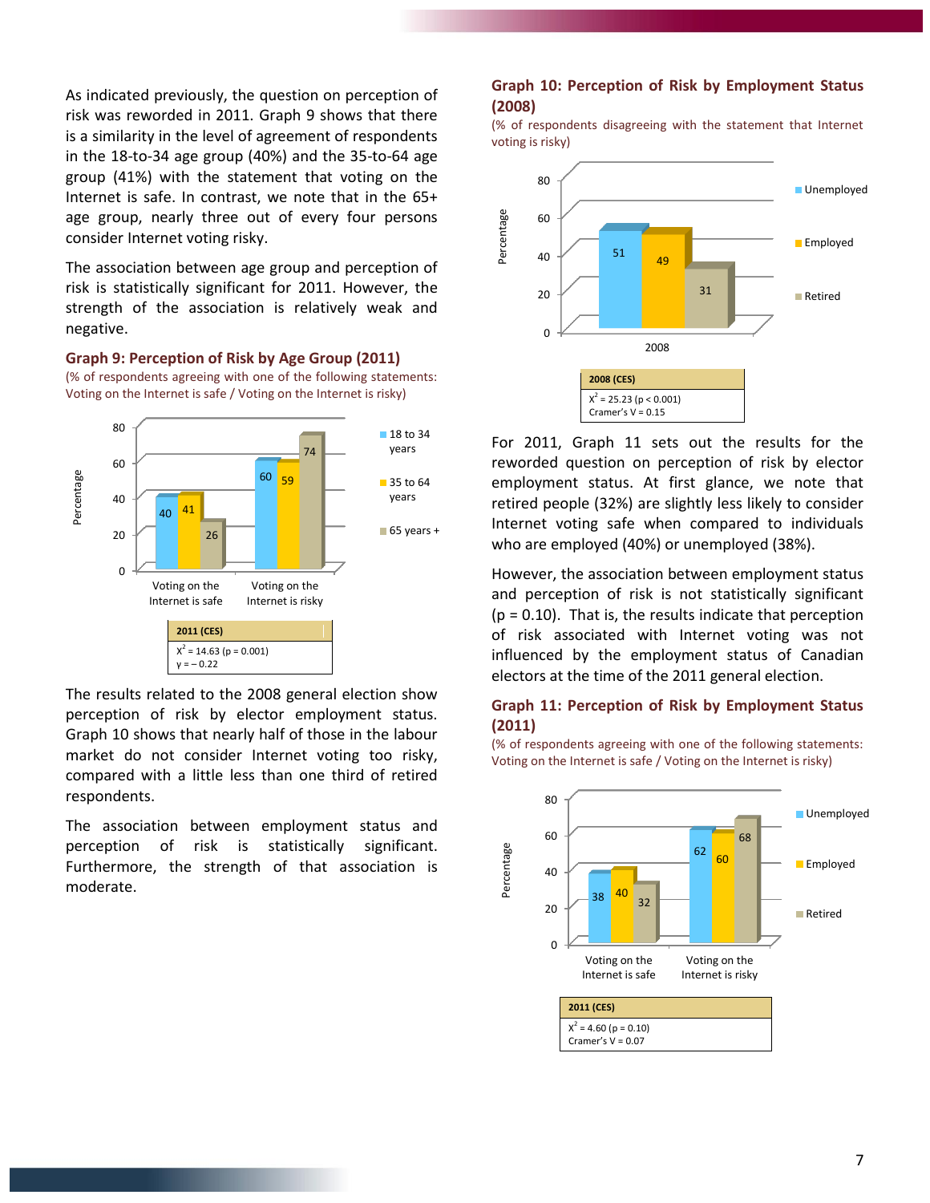As indicated previously, the question on perception of risk was reworded in 2011. Graph 9 shows that there is a similarity in the level of agreement of respondents in the 18-to-34 age group (40%) and the 35-to-64 age group (41%) with the statement that voting on the Internet is safe. In contrast, we note that in the 65+ age group, nearly three out of every four persons consider Internet voting risky.

The association between age group and perception of risk is statistically significant for 2011. However, the strength of the association is relatively weak and negative.

### Graph 9: Perception of Risk by Age Group (2011)

(% of respondents agreeing with one of the following statements: Voting on the Internet is safe / Voting on the Internet is risky)

| | 18 to 34 years | 35 to 64 years | 65 years + |
|---|---|---|---|
| Voting on the Internet is safe | 40 | 41 | 26 |
| Voting on the Internet is risky | 60 | 59 | 74 |

| 2011 (CES) |
|---|
| $X^2 = 14.63$ ($p = 0.001$) $\gamma = -0.22$ |

The results related to the 2008 general election show perception of risk by elector employment status. Graph 10 shows that nearly half of those in the labour market do not consider Internet voting too risky, compared with a little less than one third of retired respondents.

The association between employment status and perception of risk is statistically significant. Furthermore, the strength of that association is moderate.

### Graph 10: Perception of Risk by Employment Status (2008)

(% of respondents disagreeing with the statement that Internet voting is risky)

| | Unemployed | Employed | Retired |
|---|---|---|---|
| 2008 | 51 | 49 | 31 |

| 2008 (CES) |
|---|
| $X^2 = 25.23$ ($p < 0.001$) Cramer's V = 0.15 |

For 2011, Graph 11 sets out the results for the reworded question on perception of risk by elector employment status. At first glance, we note that retired people (32%) are slightly less likely to consider Internet voting safe when compared to individuals who are employed (40%) or unemployed (38%).

However, the association between employment status and perception of risk is not statistically significant ($p = 0.10$). That is, the results indicate that perception of risk associated with Internet voting was not influenced by the employment status of Canadian electors at the time of the 2011 general election.

### Graph 11: Perception of Risk by Employment Status (2011)

(% of respondents agreeing with one of the following statements: Voting on the Internet is safe / Voting on the Internet is risky)

| | Unemployed | Employed | Retired |
|---|---|---|---|
| Voting on the Internet is safe | 38 | 40 | 32 |
| Voting on the Internet is risky | 62 | 60 | 68 |

| 2011 (CES) |
|---|
| $X^2 = 4.60$ ($p = 0.10$) Cramer's V = 0.07 |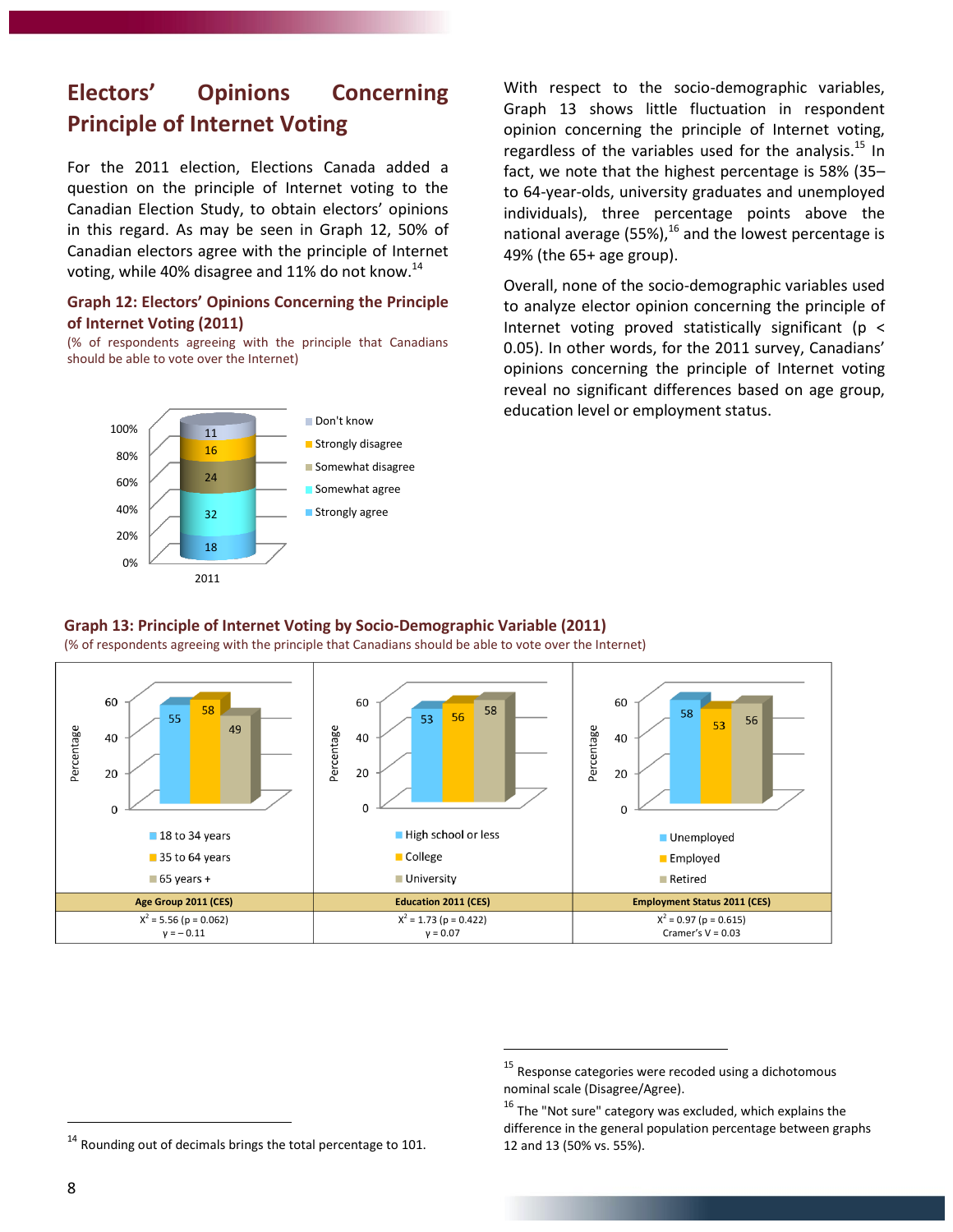## Electors' Opinions Concerning Principle of Internet Voting

For the 2011 election, Elections Canada added a question on the principle of Internet voting to the Canadian Election Study, to obtain electors' opinions in this regard. As may be seen in Graph 12, 50% of Canadian electors agree with the principle of Internet voting, while 40% disagree and 11% do not know.[14]

### Graph 12: Electors' Opinions Concerning the Principle of Internet Voting (2011)

(% of respondents agreeing with the principle that Canadians should be able to vote over the Internet)

| 2011 | % |
|---|---|
| Don't know | 11 |
| Strongly disagree | 16 |
| Somewhat disagree | 24 |
| Somewhat agree | 32 |
| Strongly agree | 18 |

With respect to the socio-demographic variables, Graph 13 shows little fluctuation in respondent opinion concerning the principle of Internet voting, regardless of the variables used for the analysis.[15] In fact, we note that the highest percentage is 58% (35– to 64-year-olds, university graduates and unemployed individuals), three percentage points above the national average (55%),[16] and the lowest percentage is 49% (the 65+ age group).

Overall, none of the socio-demographic variables used to analyze elector opinion concerning the principle of Internet voting proved statistically significant ($p < 0.05$). In other words, for the 2011 survey, Canadians' opinions concerning the principle of Internet voting reveal no significant differences based on age group, education level or employment status.

### Graph 13: Principle of Internet Voting by Socio-Demographic Variable (2011)

(% of respondents agreeing with the principle that Canadians should be able to vote over the Internet)

| Age Group 2011 (CES) | Percentage | Education 2011 (CES) | Percentage | Employment Status 2011 (CES) | Percentage |
|---|---|---|---|---|---|
| 18 to 34 years | 55 | High school or less | 53 | Unemployed | 58 |
| 35 to 64 years | 58 | College | 56 | Employed | 53 |
| 65 years + | 49 | University | 58 | Retired | 56 |
| $X^2 = 5.56$ ($p = 0.062$) $\gamma = -0.11$ | | $X^2 = 1.73$ ($p = 0.422$) $\gamma = 0.07$ | | $X^2 = 0.97$ ($p = 0.615$) Cramer's V = 0.03 | |

---

[14] Rounding out of decimals brings the total percentage to 101.

[15] Response categories were recoded using a dichotomous nominal scale (Disagree/Agree).

[16] The "Not sure" category was excluded, which explains the difference in the general population percentage between graphs 12 and 13 (50% vs. 55%).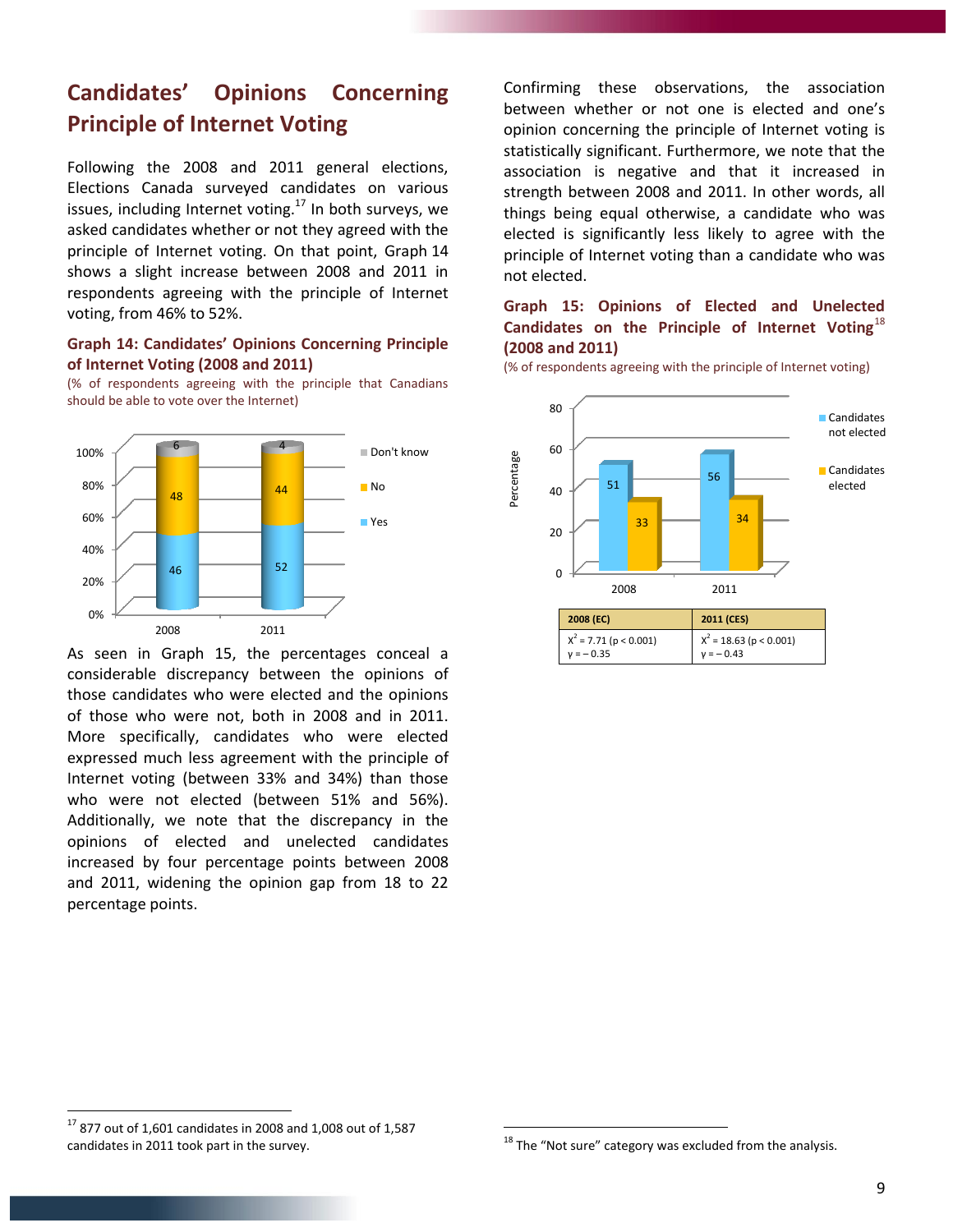## Candidates' Opinions Concerning Principle of Internet Voting

Following the 2008 and 2011 general elections, Elections Canada surveyed candidates on various issues, including Internet voting.[17] In both surveys, we asked candidates whether or not they agreed with the principle of Internet voting. On that point, Graph 14 shows a slight increase between 2008 and 2011 in respondents agreeing with the principle of Internet voting, from 46% to 52%.

### Graph 14: Candidates' Opinions Concerning Principle of Internet Voting (2008 and 2011)

(% of respondents agreeing with the principle that Canadians should be able to vote over the Internet)

| | 2008 | 2011 |
|---|---|---|
| Yes | 46 | 52 |
| No | 48 | 44 |
| Don't know | 6 | 4 |

As seen in Graph 15, the percentages conceal a considerable discrepancy between the opinions of those candidates who were elected and the opinions of those who were not, both in 2008 and in 2011. More specifically, candidates who were elected expressed much less agreement with the principle of Internet voting (between 33% and 34%) than those who were not elected (between 51% and 56%). Additionally, we note that the discrepancy in the opinions of elected and unelected candidates increased by four percentage points between 2008 and 2011, widening the opinion gap from 18 to 22 percentage points.

Confirming these observations, the association between whether or not one is elected and one's opinion concerning the principle of Internet voting is statistically significant. Furthermore, we note that the association is negative and that it increased in strength between 2008 and 2011. In other words, all things being equal otherwise, a candidate who was elected is significantly less likely to agree with the principle of Internet voting than a candidate who was not elected.

### Graph 15: Opinions of Elected and Unelected Candidates on the Principle of Internet Voting[18] (2008 and 2011)

(% of respondents agreeing with the principle of Internet voting)

| Percentage | 2008 | 2011 |
|---|---|---|
| Candidates not elected | 51 | 56 |
| Candidates elected | 33 | 34 |

| 2008 (EC) | 2011 (CES) |
|---|---|
| $X^2 = 7.71$ ($p < 0.001$) $\gamma = -0.35$ | $X^2 = 18.63$ ($p < 0.001$) $\gamma = -0.43$ |

[17] 877 out of 1,601 candidates in 2008 and 1,008 out of 1,587 candidates in 2011 took part in the survey.

[18] The "Not sure" category was excluded from the analysis.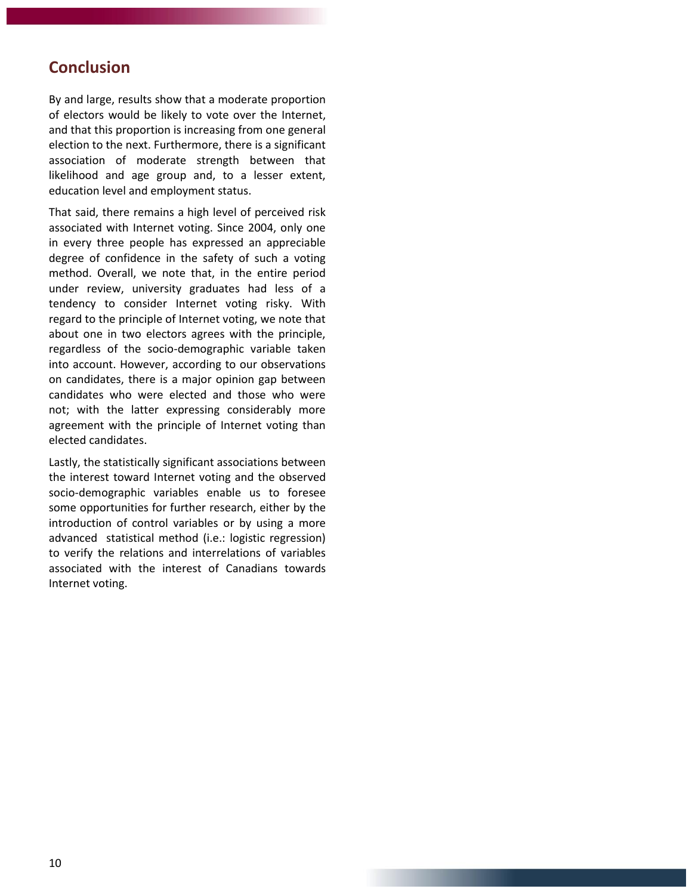## Conclusion

By and large, results show that a moderate proportion of electors would be likely to vote over the Internet, and that this proportion is increasing from one general election to the next. Furthermore, there is a significant association of moderate strength between that likelihood and age group and, to a lesser extent, education level and employment status.

That said, there remains a high level of perceived risk associated with Internet voting. Since 2004, only one in every three people has expressed an appreciable degree of confidence in the safety of such a voting method. Overall, we note that, in the entire period under review, university graduates had less of a tendency to consider Internet voting risky. With regard to the principle of Internet voting, we note that about one in two electors agrees with the principle, regardless of the socio-demographic variable taken into account. However, according to our observations on candidates, there is a major opinion gap between candidates who were elected and those who were not; with the latter expressing considerably more agreement with the principle of Internet voting than elected candidates.

Lastly, the statistically significant associations between the interest toward Internet voting and the observed socio-demographic variables enable us to foresee some opportunities for further research, either by the introduction of control variables or by using a more advanced statistical method (i.e.: logistic regression) to verify the relations and interrelations of variables associated with the interest of Canadians towards Internet voting.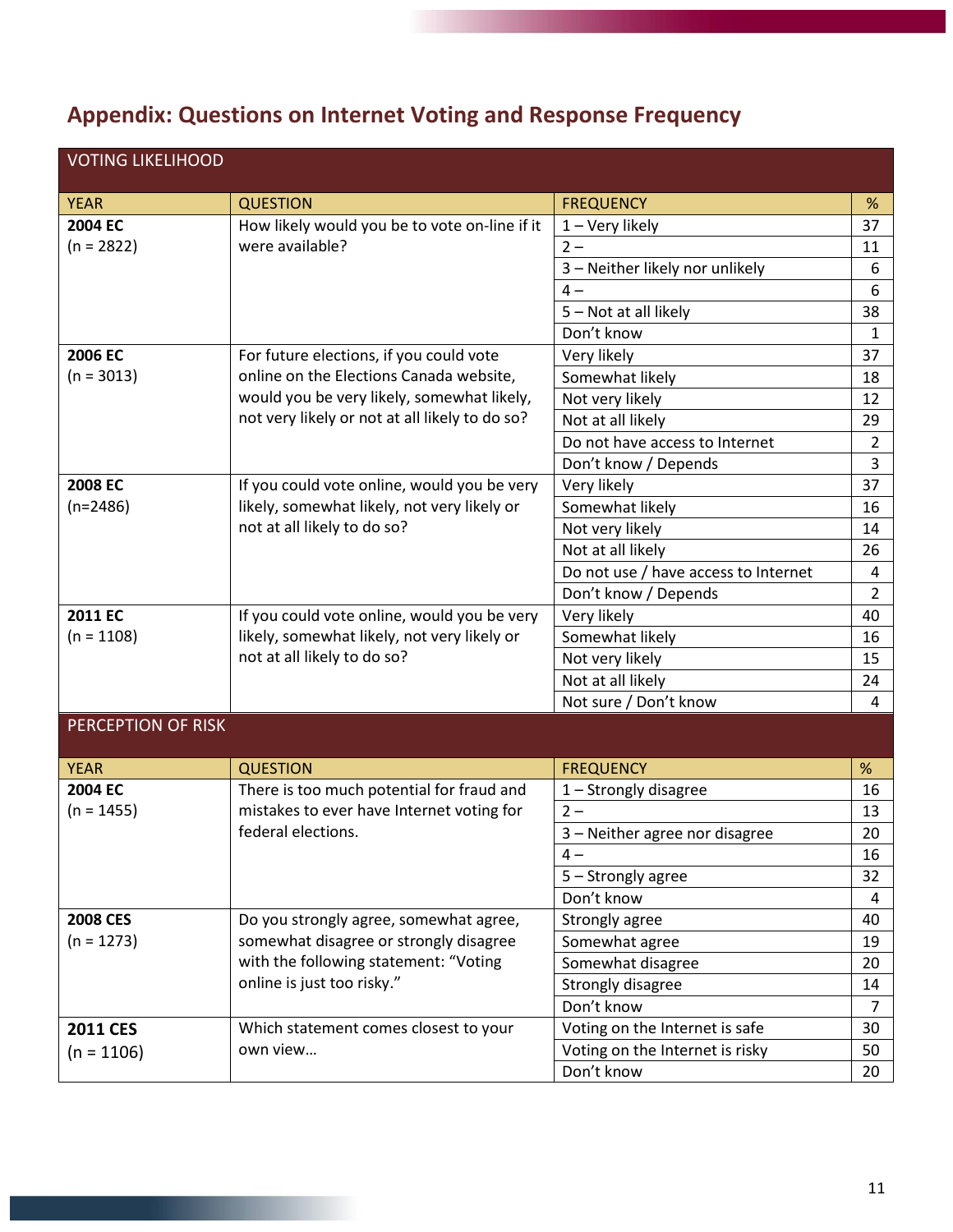## Appendix: Questions on Internet Voting and Response Frequency

| VOTING LIKELIHOOD | | | |
|---|---|---|---|
| **YEAR** | **QUESTION** | **FREQUENCY** | **%** |
| **2004 EC** (n = 2822) | How likely would you be to vote on-line if it were available? | 1 – Very likely | 37 |
| | | 2 – | 11 |
| | | 3 – Neither likely nor unlikely | 6 |
| | | 4 – | 6 |
| | | 5 – Not at all likely | 38 |
| | | Don't know | 1 |
| **2006 EC** (n = 3013) | For future elections, if you could vote online on the Elections Canada website, would you be very likely, somewhat likely, not very likely or not at all likely to do so? | Very likely | 37 |
| | | Somewhat likely | 18 |
| | | Not very likely | 12 |
| | | Not at all likely | 29 |
| | | Do not have access to Internet | 2 |
| | | Don't know / Depends | 3 |
| **2008 EC** (n=2486) | If you could vote online, would you be very likely, somewhat likely, not very likely or not at all likely to do so? | Very likely | 37 |
| | | Somewhat likely | 16 |
| | | Not very likely | 14 |
| | | Not at all likely | 26 |
| | | Do not use / have access to Internet | 4 |
| | | Don't know / Depends | 2 |
| **2011 EC** (n = 1108) | If you could vote online, would you be very likely, somewhat likely, not very likely or not at all likely to do so? | Very likely | 40 |
| | | Somewhat likely | 16 |
| | | Not very likely | 15 |
| | | Not at all likely | 24 |
| | | Not sure / Don't know | 4 |

| PERCEPTION OF RISK | | | |
|---|---|---|---|
| **YEAR** | **QUESTION** | **FREQUENCY** | **%** |
| **2004 EC** (n = 1455) | There is too much potential for fraud and mistakes to ever have Internet voting for federal elections. | 1 – Strongly disagree | 16 |
| | | 2 – | 13 |
| | | 3 – Neither agree nor disagree | 20 |
| | | 4 – | 16 |
| | | 5 – Strongly agree | 32 |
| | | Don't know | 4 |
| **2008 CES** (n = 1273) | Do you strongly agree, somewhat agree, somewhat disagree or strongly disagree with the following statement: "Voting online is just too risky." | Strongly agree | 40 |
| | | Somewhat agree | 19 |
| | | Somewhat disagree | 20 |
| | | Strongly disagree | 14 |
| | | Don't know | 7 |
| **2011 CES** (n = 1106) | Which statement comes closest to your own view… | Voting on the Internet is safe | 30 |
| | | Voting on the Internet is risky | 50 |
| | | Don't know | 20 |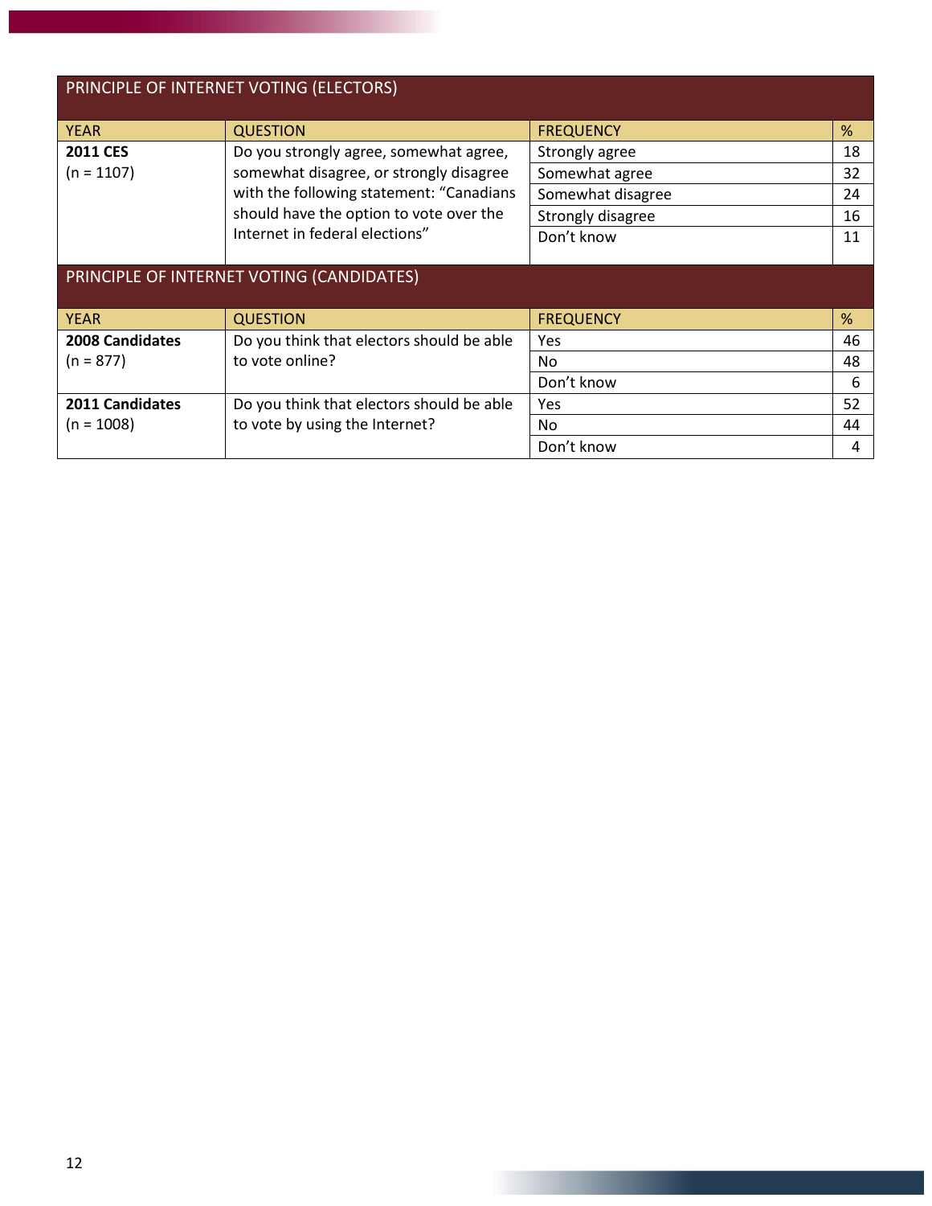| PRINCIPLE OF INTERNET VOTING (ELECTORS) | | | |
| --- | --- | --- | --- |
| YEAR | QUESTION | FREQUENCY | % |
| **2011 CES** (n = 1107) | Do you strongly agree, somewhat agree, somewhat disagree, or strongly disagree with the following statement: "Canadians should have the option to vote over the Internet in federal elections" | Strongly agree | 18 |
| | | Somewhat agree | 32 |
| | | Somewhat disagree | 24 |
| | | Strongly disagree | 16 |
| | | Don't know | 11 |

| PRINCIPLE OF INTERNET VOTING (CANDIDATES) | | | |
| --- | --- | --- | --- |
| YEAR | QUESTION | FREQUENCY | % |
| **2008 Candidates** (n = 877) | Do you think that electors should be able to vote online? | Yes | 46 |
| | | No | 48 |
| | | Don't know | 6 |
| **2011 Candidates** (n = 1008) | Do you think that electors should be able to vote by using the Internet? | Yes | 52 |
| | | No | 44 |
| | | Don't know | 4 |